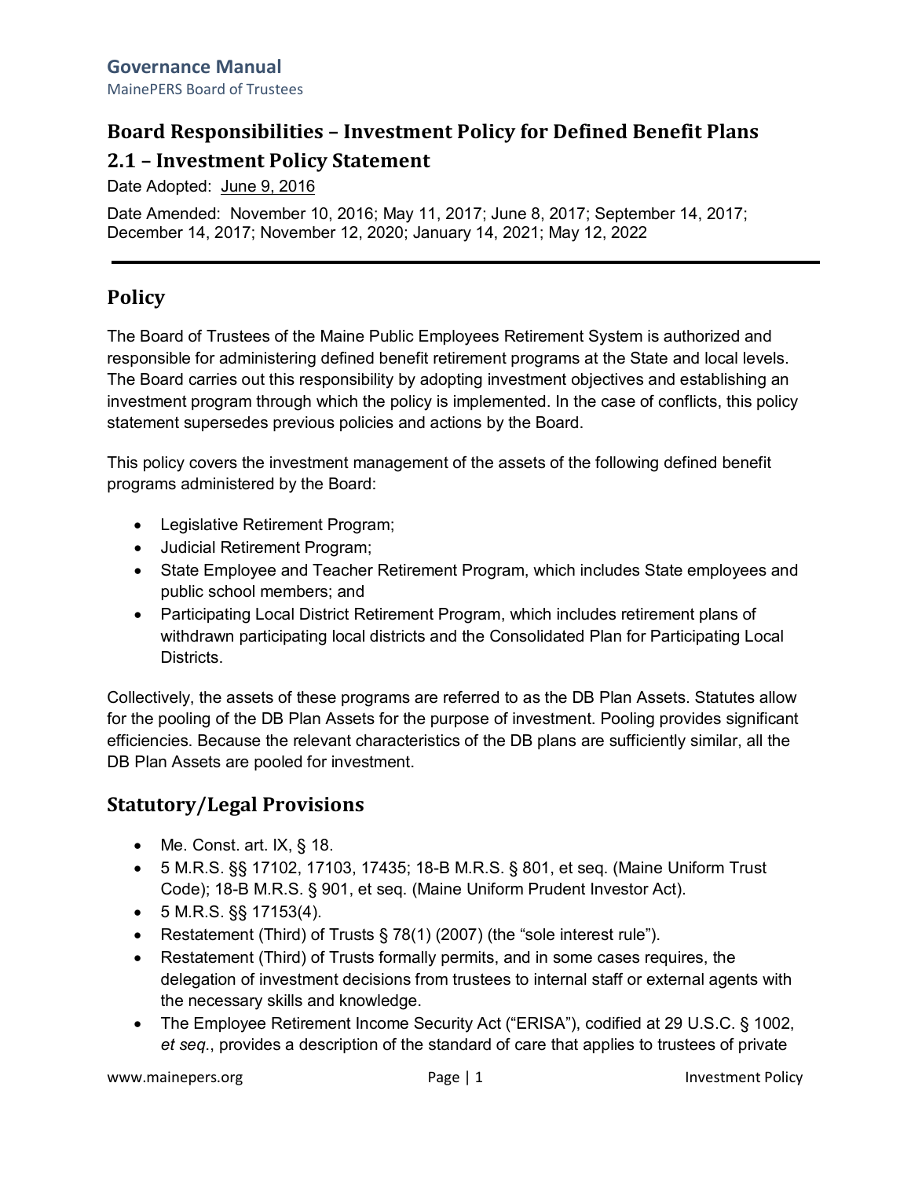**Governance Manual**
MainePERS Board of Trustees

# Board Responsibilities – Investment Policy for Defined Benefit Plans

## 2.1 – Investment Policy Statement

Date Adopted: June 9, 2016

Date Amended: November 10, 2016; May 11, 2017; June 8, 2017; September 14, 2017; December 14, 2017; November 12, 2020; January 14, 2021; May 12, 2022

---

## Policy

The Board of Trustees of the Maine Public Employees Retirement System is authorized and responsible for administering defined benefit retirement programs at the State and local levels. The Board carries out this responsibility by adopting investment objectives and establishing an investment program through which the policy is implemented. In the case of conflicts, this policy statement supersedes previous policies and actions by the Board.

This policy covers the investment management of the assets of the following defined benefit programs administered by the Board:

- Legislative Retirement Program;
- Judicial Retirement Program;
- State Employee and Teacher Retirement Program, which includes State employees and public school members; and
- Participating Local District Retirement Program, which includes retirement plans of withdrawn participating local districts and the Consolidated Plan for Participating Local Districts.

Collectively, the assets of these programs are referred to as the DB Plan Assets. Statutes allow for the pooling of the DB Plan Assets for the purpose of investment. Pooling provides significant efficiencies. Because the relevant characteristics of the DB plans are sufficiently similar, all the DB Plan Assets are pooled for investment.

## Statutory/Legal Provisions

- Me. Const. art. IX, § 18.
- 5 M.R.S. §§ 17102, 17103, 17435; 18-B M.R.S. § 801, et seq. (Maine Uniform Trust Code); 18-B M.R.S. § 901, et seq. (Maine Uniform Prudent Investor Act).
- 5 M.R.S. §§ 17153(4).
- Restatement (Third) of Trusts § 78(1) (2007) (the "sole interest rule").
- Restatement (Third) of Trusts formally permits, and in some cases requires, the delegation of investment decisions from trustees to internal staff or external agents with the necessary skills and knowledge.
- The Employee Retirement Income Security Act ("ERISA"), codified at 29 U.S.C. § 1002, *et seq.*, provides a description of the standard of care that applies to trustees of private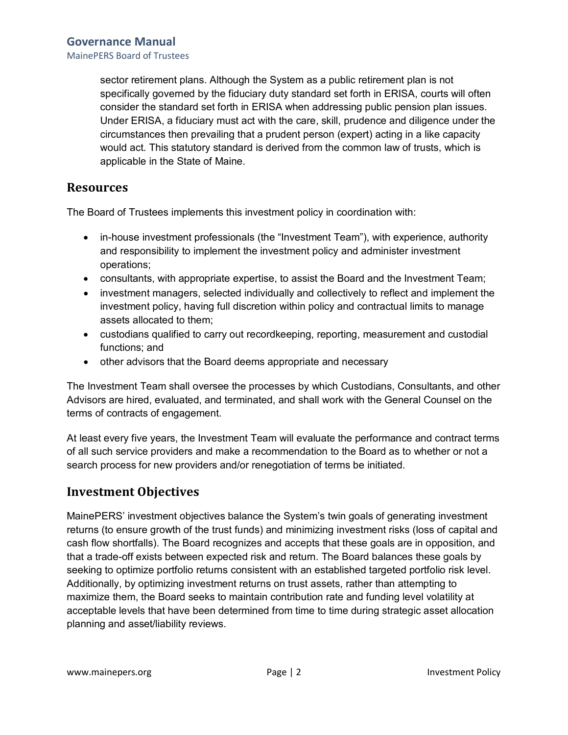sector retirement plans. Although the System as a public retirement plan is not specifically governed by the fiduciary duty standard set forth in ERISA, courts will often consider the standard set forth in ERISA when addressing public pension plan issues. Under ERISA, a fiduciary must act with the care, skill, prudence and diligence under the circumstances then prevailing that a prudent person (expert) acting in a like capacity would act. This statutory standard is derived from the common law of trusts, which is applicable in the State of Maine.

## Resources

The Board of Trustees implements this investment policy in coordination with:

- in-house investment professionals (the "Investment Team"), with experience, authority and responsibility to implement the investment policy and administer investment operations;
- consultants, with appropriate expertise, to assist the Board and the Investment Team;
- investment managers, selected individually and collectively to reflect and implement the investment policy, having full discretion within policy and contractual limits to manage assets allocated to them;
- custodians qualified to carry out recordkeeping, reporting, measurement and custodial functions; and
- other advisors that the Board deems appropriate and necessary

The Investment Team shall oversee the processes by which Custodians, Consultants, and other Advisors are hired, evaluated, and terminated, and shall work with the General Counsel on the terms of contracts of engagement.

At least every five years, the Investment Team will evaluate the performance and contract terms of all such service providers and make a recommendation to the Board as to whether or not a search process for new providers and/or renegotiation of terms be initiated.

## Investment Objectives

MainePERS' investment objectives balance the System's twin goals of generating investment returns (to ensure growth of the trust funds) and minimizing investment risks (loss of capital and cash flow shortfalls). The Board recognizes and accepts that these goals are in opposition, and that a trade-off exists between expected risk and return. The Board balances these goals by seeking to optimize portfolio returns consistent with an established targeted portfolio risk level. Additionally, by optimizing investment returns on trust assets, rather than attempting to maximize them, the Board seeks to maintain contribution rate and funding level volatility at acceptable levels that have been determined from time to time during strategic asset allocation planning and asset/liability reviews.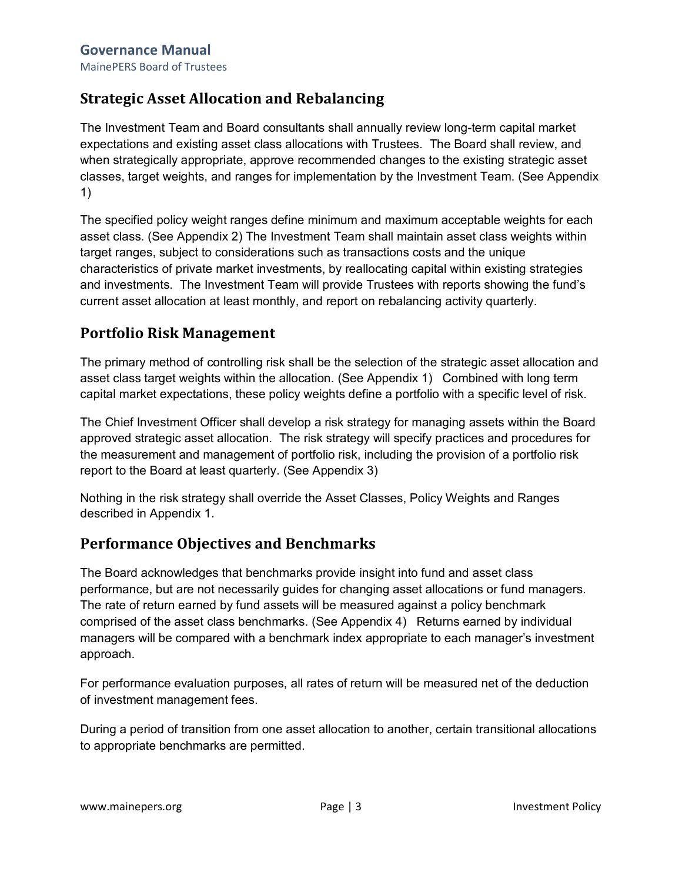## Strategic Asset Allocation and Rebalancing

The Investment Team and Board consultants shall annually review long-term capital market expectations and existing asset class allocations with Trustees. The Board shall review, and when strategically appropriate, approve recommended changes to the existing strategic asset classes, target weights, and ranges for implementation by the Investment Team. (See Appendix 1)

The specified policy weight ranges define minimum and maximum acceptable weights for each asset class. (See Appendix 2) The Investment Team shall maintain asset class weights within target ranges, subject to considerations such as transactions costs and the unique characteristics of private market investments, by reallocating capital within existing strategies and investments. The Investment Team will provide Trustees with reports showing the fund's current asset allocation at least monthly, and report on rebalancing activity quarterly.

## Portfolio Risk Management

The primary method of controlling risk shall be the selection of the strategic asset allocation and asset class target weights within the allocation. (See Appendix 1) Combined with long term capital market expectations, these policy weights define a portfolio with a specific level of risk.

The Chief Investment Officer shall develop a risk strategy for managing assets within the Board approved strategic asset allocation. The risk strategy will specify practices and procedures for the measurement and management of portfolio risk, including the provision of a portfolio risk report to the Board at least quarterly. (See Appendix 3)

Nothing in the risk strategy shall override the Asset Classes, Policy Weights and Ranges described in Appendix 1.

## Performance Objectives and Benchmarks

The Board acknowledges that benchmarks provide insight into fund and asset class performance, but are not necessarily guides for changing asset allocations or fund managers. The rate of return earned by fund assets will be measured against a policy benchmark comprised of the asset class benchmarks. (See Appendix 4) Returns earned by individual managers will be compared with a benchmark index appropriate to each manager's investment approach.

For performance evaluation purposes, all rates of return will be measured net of the deduction of investment management fees.

During a period of transition from one asset allocation to another, certain transitional allocations to appropriate benchmarks are permitted.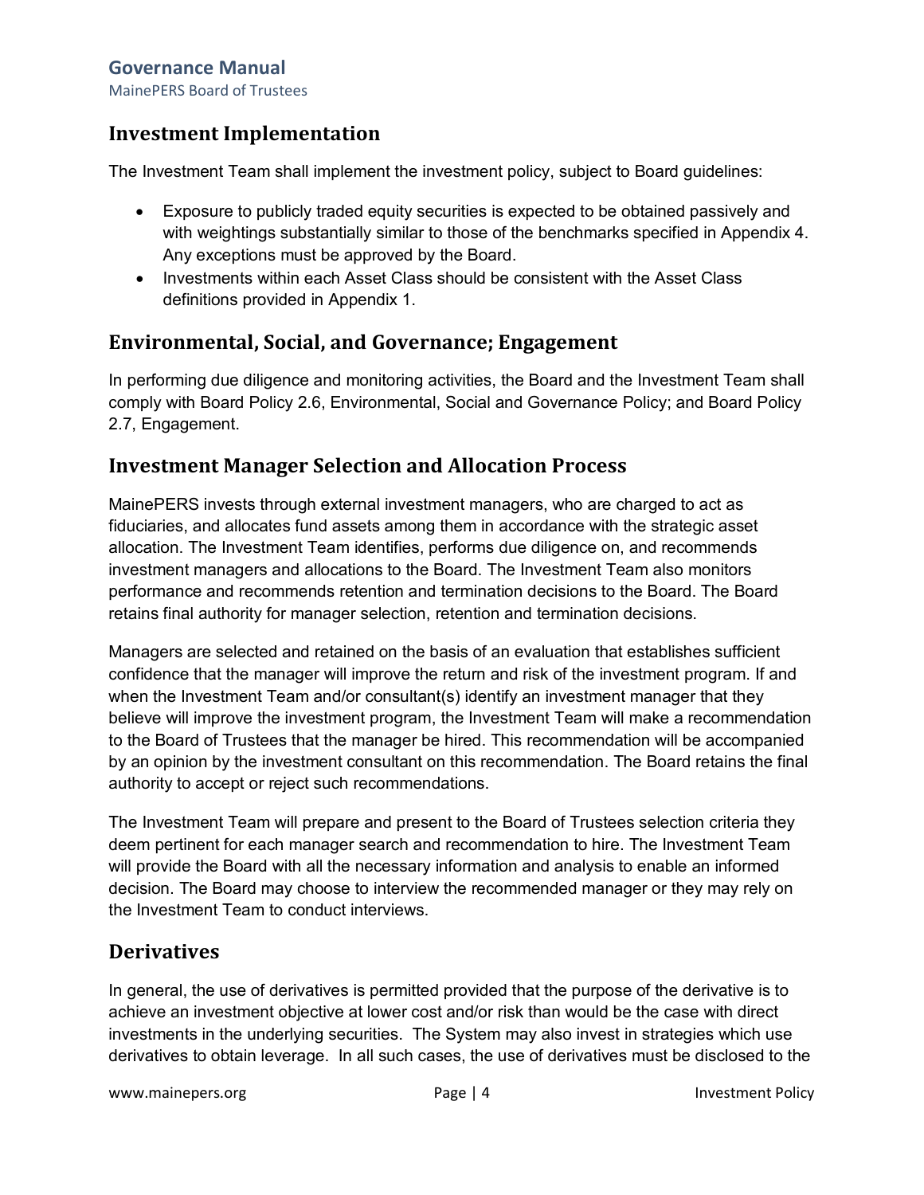## Investment Implementation

The Investment Team shall implement the investment policy, subject to Board guidelines:

- Exposure to publicly traded equity securities is expected to be obtained passively and with weightings substantially similar to those of the benchmarks specified in Appendix 4. Any exceptions must be approved by the Board.
- Investments within each Asset Class should be consistent with the Asset Class definitions provided in Appendix 1.

## Environmental, Social, and Governance; Engagement

In performing due diligence and monitoring activities, the Board and the Investment Team shall comply with Board Policy 2.6, Environmental, Social and Governance Policy; and Board Policy 2.7, Engagement.

## Investment Manager Selection and Allocation Process

MainePERS invests through external investment managers, who are charged to act as fiduciaries, and allocates fund assets among them in accordance with the strategic asset allocation. The Investment Team identifies, performs due diligence on, and recommends investment managers and allocations to the Board. The Investment Team also monitors performance and recommends retention and termination decisions to the Board. The Board retains final authority for manager selection, retention and termination decisions.

Managers are selected and retained on the basis of an evaluation that establishes sufficient confidence that the manager will improve the return and risk of the investment program. If and when the Investment Team and/or consultant(s) identify an investment manager that they believe will improve the investment program, the Investment Team will make a recommendation to the Board of Trustees that the manager be hired. This recommendation will be accompanied by an opinion by the investment consultant on this recommendation. The Board retains the final authority to accept or reject such recommendations.

The Investment Team will prepare and present to the Board of Trustees selection criteria they deem pertinent for each manager search and recommendation to hire. The Investment Team will provide the Board with all the necessary information and analysis to enable an informed decision. The Board may choose to interview the recommended manager or they may rely on the Investment Team to conduct interviews.

## Derivatives

In general, the use of derivatives is permitted provided that the purpose of the derivative is to achieve an investment objective at lower cost and/or risk than would be the case with direct investments in the underlying securities. The System may also invest in strategies which use derivatives to obtain leverage. In all such cases, the use of derivatives must be disclosed to the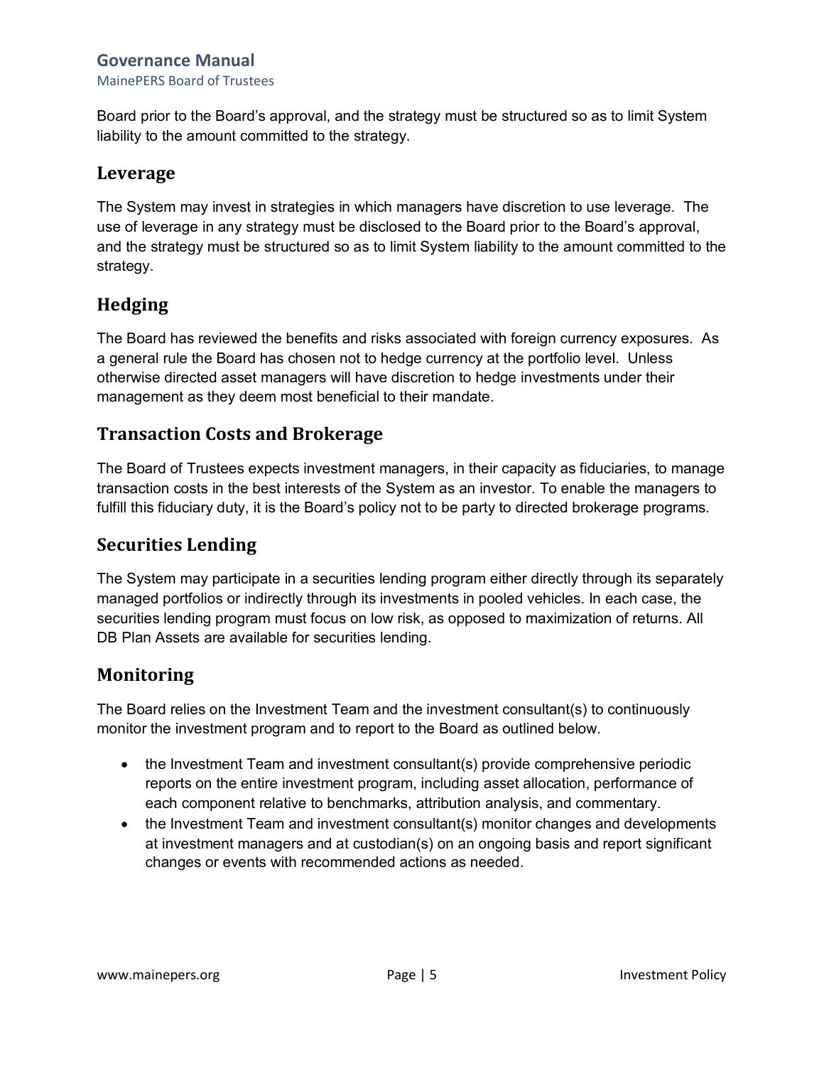Board prior to the Board's approval, and the strategy must be structured so as to limit System liability to the amount committed to the strategy.

## Leverage

The System may invest in strategies in which managers have discretion to use leverage. The use of leverage in any strategy must be disclosed to the Board prior to the Board's approval, and the strategy must be structured so as to limit System liability to the amount committed to the strategy.

## Hedging

The Board has reviewed the benefits and risks associated with foreign currency exposures. As a general rule the Board has chosen not to hedge currency at the portfolio level. Unless otherwise directed asset managers will have discretion to hedge investments under their management as they deem most beneficial to their mandate.

## Transaction Costs and Brokerage

The Board of Trustees expects investment managers, in their capacity as fiduciaries, to manage transaction costs in the best interests of the System as an investor. To enable the managers to fulfill this fiduciary duty, it is the Board's policy not to be party to directed brokerage programs.

## Securities Lending

The System may participate in a securities lending program either directly through its separately managed portfolios or indirectly through its investments in pooled vehicles. In each case, the securities lending program must focus on low risk, as opposed to maximization of returns. All DB Plan Assets are available for securities lending.

## Monitoring

The Board relies on the Investment Team and the investment consultant(s) to continuously monitor the investment program and to report to the Board as outlined below.

- the Investment Team and investment consultant(s) provide comprehensive periodic reports on the entire investment program, including asset allocation, performance of each component relative to benchmarks, attribution analysis, and commentary.
- the Investment Team and investment consultant(s) monitor changes and developments at investment managers and at custodian(s) on an ongoing basis and report significant changes or events with recommended actions as needed.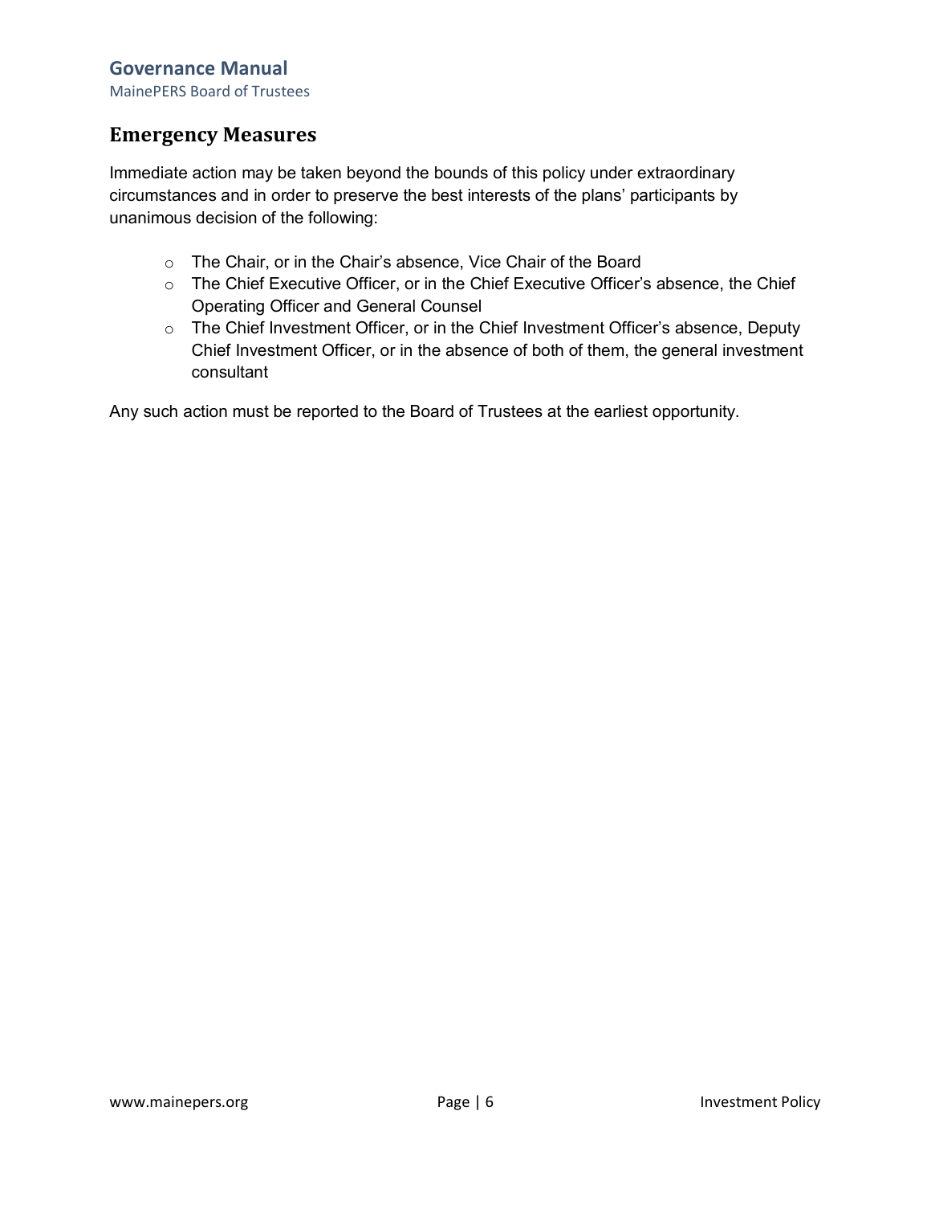## Emergency Measures

Immediate action may be taken beyond the bounds of this policy under extraordinary circumstances and in order to preserve the best interests of the plans' participants by unanimous decision of the following:

- The Chair, or in the Chair's absence, Vice Chair of the Board
- The Chief Executive Officer, or in the Chief Executive Officer's absence, the Chief Operating Officer and General Counsel
- The Chief Investment Officer, or in the Chief Investment Officer's absence, Deputy Chief Investment Officer, or in the absence of both of them, the general investment consultant

Any such action must be reported to the Board of Trustees at the earliest opportunity.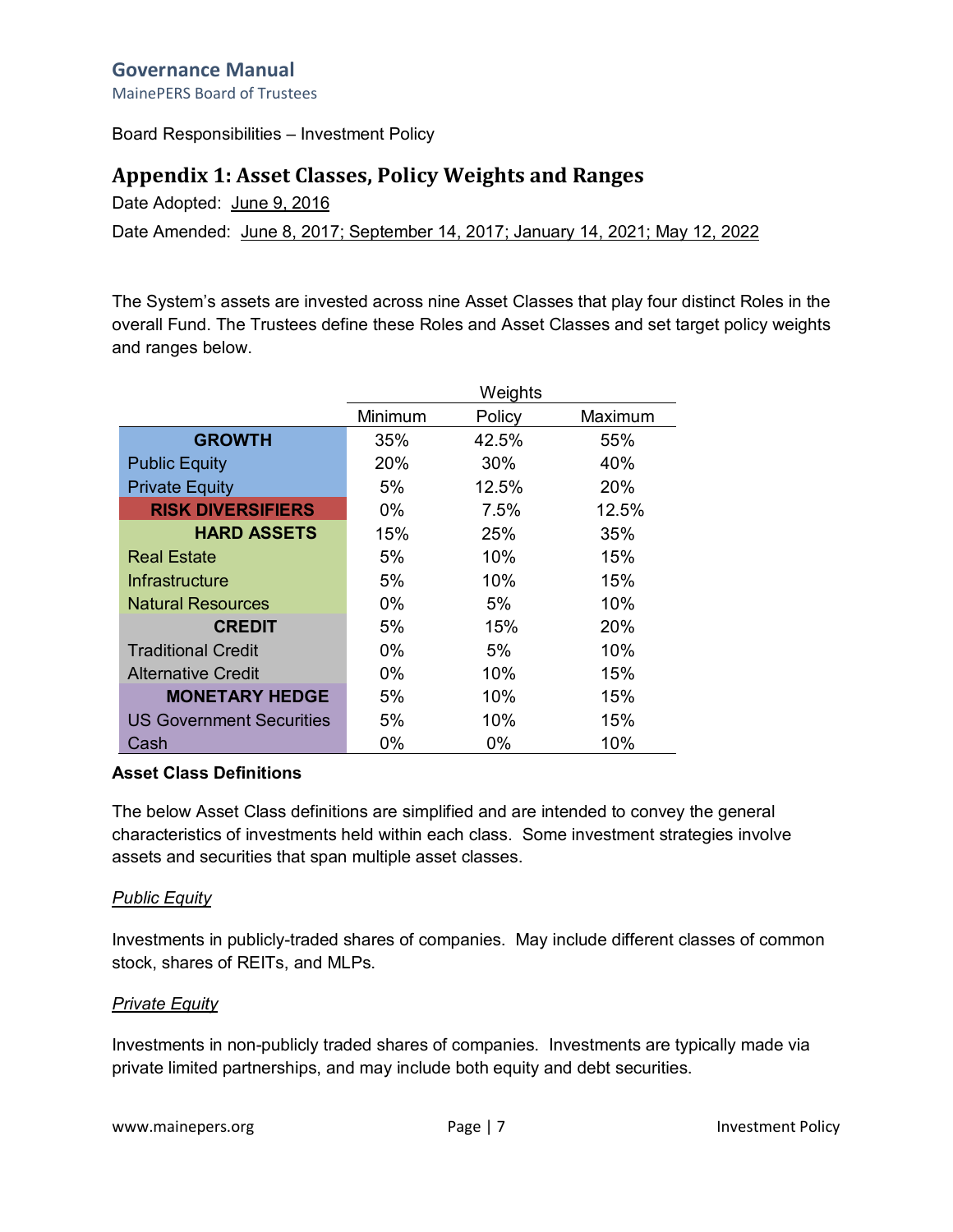Governance Manual
MainePERS Board of Trustees

Board Responsibilities – Investment Policy

## Appendix 1: Asset Classes, Policy Weights and Ranges

Date Adopted: June 9, 2016

Date Amended: June 8, 2017; September 14, 2017; January 14, 2021; May 12, 2022

The System's assets are invested across nine Asset Classes that play four distinct Roles in the overall Fund. The Trustees define these Roles and Asset Classes and set target policy weights and ranges below.

| | Weights | | |
|---|---|---|---|
| | Minimum | Policy | Maximum |
| **GROWTH** | 35% | 42.5% | 55% |
| Public Equity | 20% | 30% | 40% |
| Private Equity | 5% | 12.5% | 20% |
| **RISK DIVERSIFIERS** | 0% | 7.5% | 12.5% |
| **HARD ASSETS** | 15% | 25% | 35% |
| Real Estate | 5% | 10% | 15% |
| Infrastructure | 5% | 10% | 15% |
| Natural Resources | 0% | 5% | 10% |
| **CREDIT** | 5% | 15% | 20% |
| Traditional Credit | 0% | 5% | 10% |
| Alternative Credit | 0% | 10% | 15% |
| **MONETARY HEDGE** | 5% | 10% | 15% |
| US Government Securities | 5% | 10% | 15% |
| Cash | 0% | 0% | 10% |

**Asset Class Definitions**

The below Asset Class definitions are simplified and are intended to convey the general characteristics of investments held within each class. Some investment strategies involve assets and securities that span multiple asset classes.

*Public Equity*

Investments in publicly-traded shares of companies. May include different classes of common stock, shares of REITs, and MLPs.

*Private Equity*

Investments in non-publicly traded shares of companies. Investments are typically made via private limited partnerships, and may include both equity and debt securities.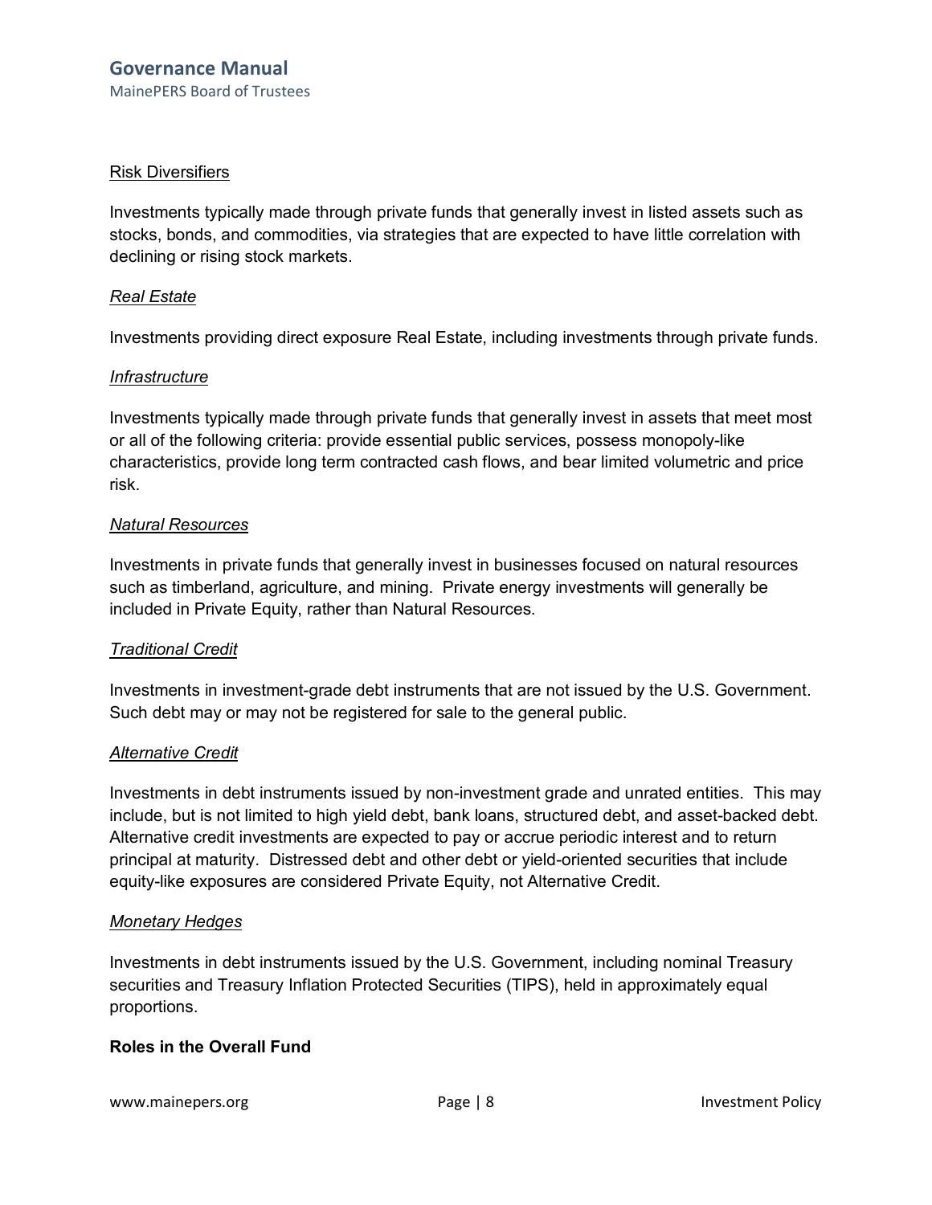<u>Risk Diversifiers</u>

Investments typically made through private funds that generally invest in listed assets such as stocks, bonds, and commodities, via strategies that are expected to have little correlation with declining or rising stock markets.

*<u>Real Estate</u>*

Investments providing direct exposure Real Estate, including investments through private funds.

*<u>Infrastructure</u>*

Investments typically made through private funds that generally invest in assets that meet most or all of the following criteria: provide essential public services, possess monopoly-like characteristics, provide long term contracted cash flows, and bear limited volumetric and price risk.

*<u>Natural Resources</u>*

Investments in private funds that generally invest in businesses focused on natural resources such as timberland, agriculture, and mining. Private energy investments will generally be included in Private Equity, rather than Natural Resources.

*<u>Traditional Credit</u>*

Investments in investment-grade debt instruments that are not issued by the U.S. Government. Such debt may or may not be registered for sale to the general public.

*<u>Alternative Credit</u>*

Investments in debt instruments issued by non-investment grade and unrated entities. This may include, but is not limited to high yield debt, bank loans, structured debt, and asset-backed debt. Alternative credit investments are expected to pay or accrue periodic interest and to return principal at maturity. Distressed debt and other debt or yield-oriented securities that include equity-like exposures are considered Private Equity, not Alternative Credit.

*<u>Monetary Hedges</u>*

Investments in debt instruments issued by the U.S. Government, including nominal Treasury securities and Treasury Inflation Protected Securities (TIPS), held in approximately equal proportions.

**Roles in the Overall Fund**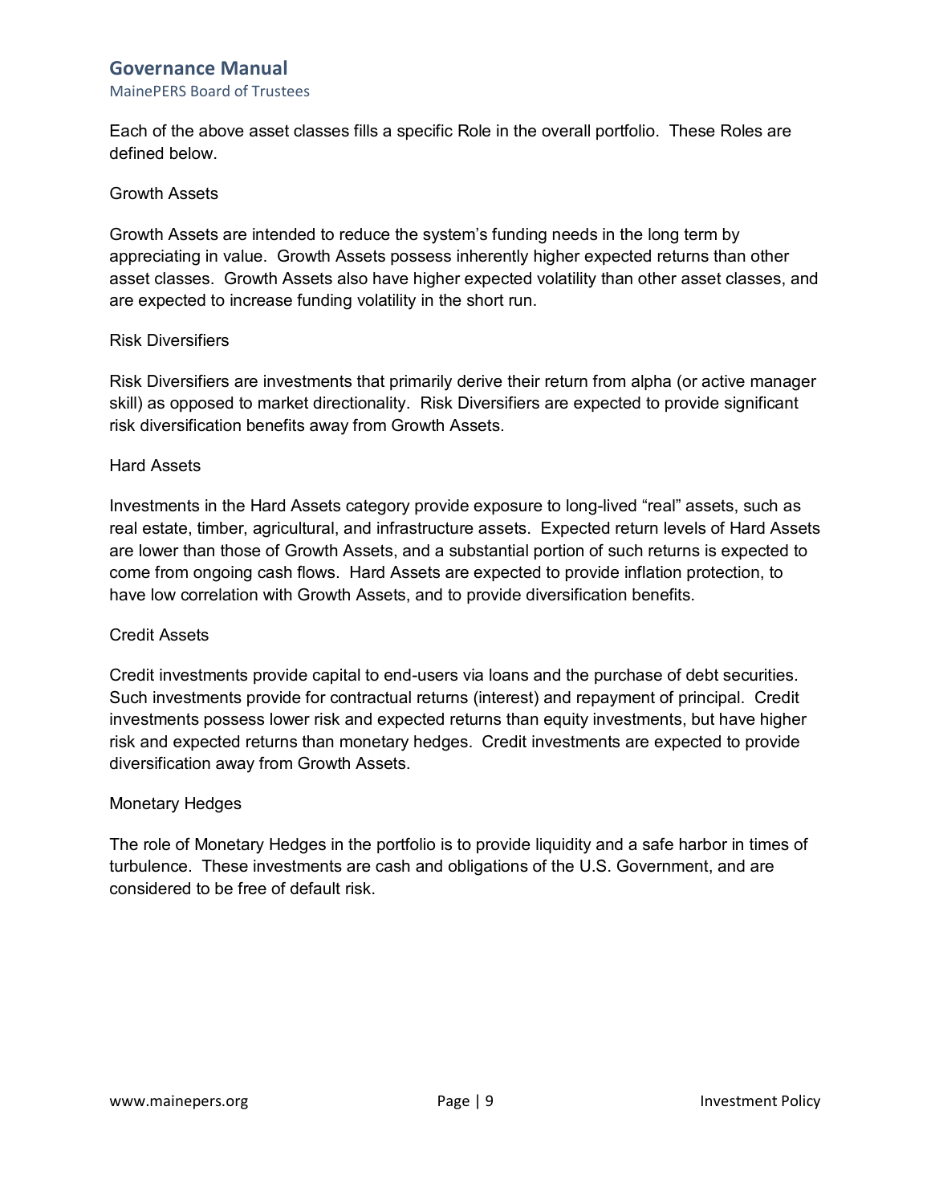Each of the above asset classes fills a specific Role in the overall portfolio. These Roles are defined below.

### Growth Assets

Growth Assets are intended to reduce the system's funding needs in the long term by appreciating in value. Growth Assets possess inherently higher expected returns than other asset classes. Growth Assets also have higher expected volatility than other asset classes, and are expected to increase funding volatility in the short run.

### Risk Diversifiers

Risk Diversifiers are investments that primarily derive their return from alpha (or active manager skill) as opposed to market directionality. Risk Diversifiers are expected to provide significant risk diversification benefits away from Growth Assets.

### Hard Assets

Investments in the Hard Assets category provide exposure to long-lived "real" assets, such as real estate, timber, agricultural, and infrastructure assets. Expected return levels of Hard Assets are lower than those of Growth Assets, and a substantial portion of such returns is expected to come from ongoing cash flows. Hard Assets are expected to provide inflation protection, to have low correlation with Growth Assets, and to provide diversification benefits.

### Credit Assets

Credit investments provide capital to end-users via loans and the purchase of debt securities. Such investments provide for contractual returns (interest) and repayment of principal. Credit investments possess lower risk and expected returns than equity investments, but have higher risk and expected returns than monetary hedges. Credit investments are expected to provide diversification away from Growth Assets.

### Monetary Hedges

The role of Monetary Hedges in the portfolio is to provide liquidity and a safe harbor in times of turbulence. These investments are cash and obligations of the U.S. Government, and are considered to be free of default risk.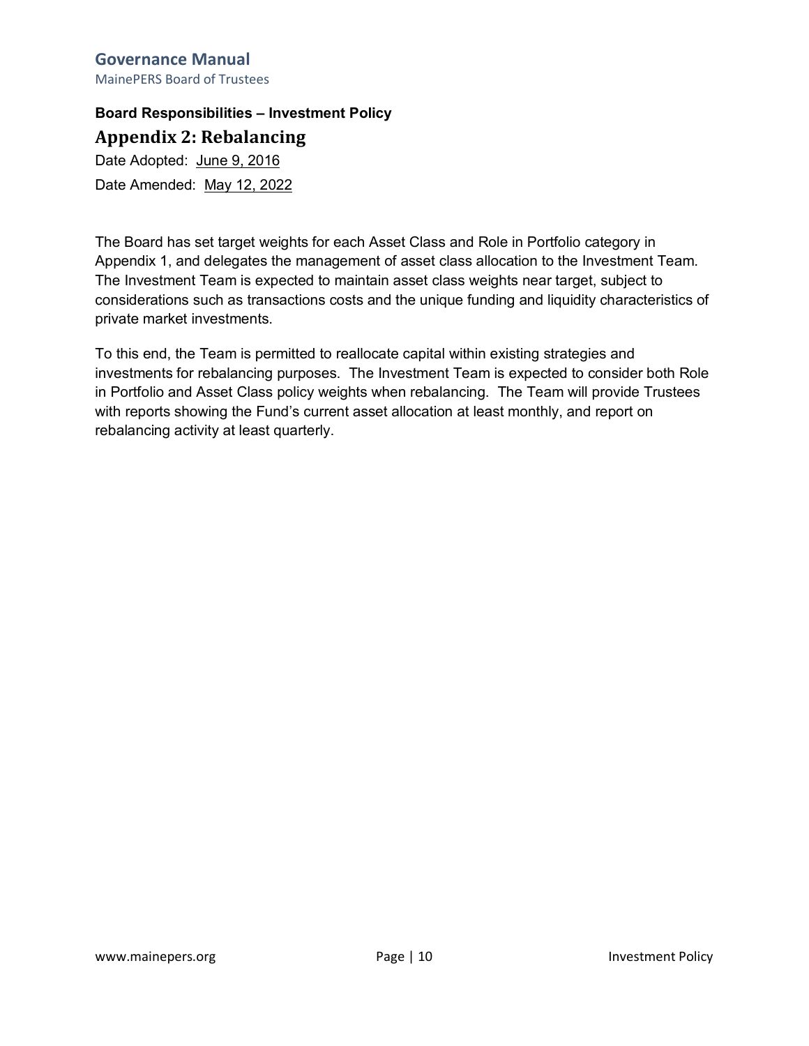**Board Responsibilities – Investment Policy**

## Appendix 2: Rebalancing

Date Adopted: June 9, 2016

Date Amended: May 12, 2022

The Board has set target weights for each Asset Class and Role in Portfolio category in Appendix 1, and delegates the management of asset class allocation to the Investment Team. The Investment Team is expected to maintain asset class weights near target, subject to considerations such as transactions costs and the unique funding and liquidity characteristics of private market investments.

To this end, the Team is permitted to reallocate capital within existing strategies and investments for rebalancing purposes. The Investment Team is expected to consider both Role in Portfolio and Asset Class policy weights when rebalancing. The Team will provide Trustees with reports showing the Fund's current asset allocation at least monthly, and report on rebalancing activity at least quarterly.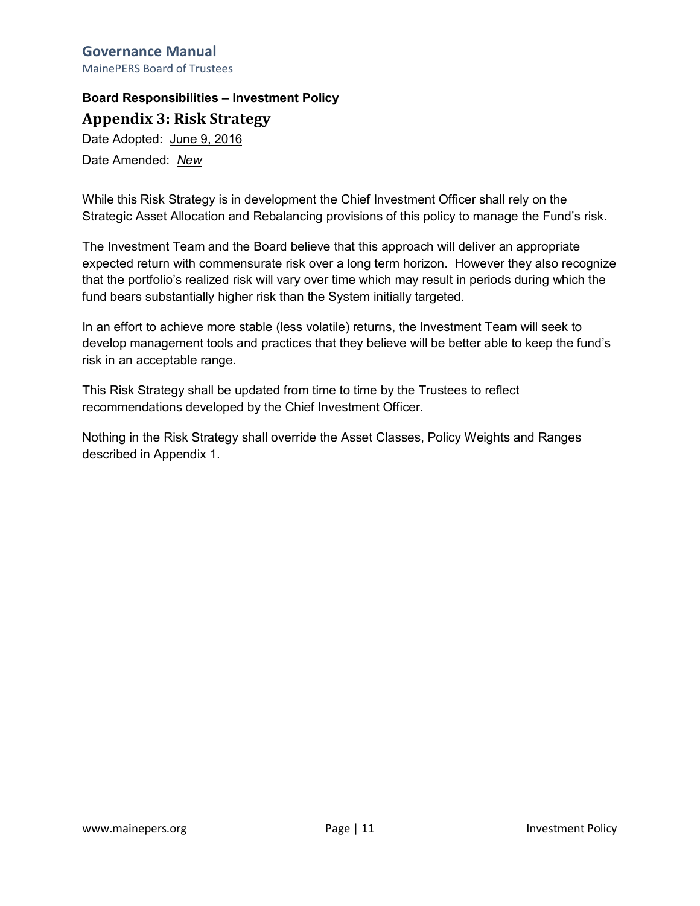**Board Responsibilities – Investment Policy**

## Appendix 3: Risk Strategy

Date Adopted: June 9, 2016

Date Amended: *New*

While this Risk Strategy is in development the Chief Investment Officer shall rely on the Strategic Asset Allocation and Rebalancing provisions of this policy to manage the Fund's risk.

The Investment Team and the Board believe that this approach will deliver an appropriate expected return with commensurate risk over a long term horizon. However they also recognize that the portfolio's realized risk will vary over time which may result in periods during which the fund bears substantially higher risk than the System initially targeted.

In an effort to achieve more stable (less volatile) returns, the Investment Team will seek to develop management tools and practices that they believe will be better able to keep the fund's risk in an acceptable range.

This Risk Strategy shall be updated from time to time by the Trustees to reflect recommendations developed by the Chief Investment Officer.

Nothing in the Risk Strategy shall override the Asset Classes, Policy Weights and Ranges described in Appendix 1.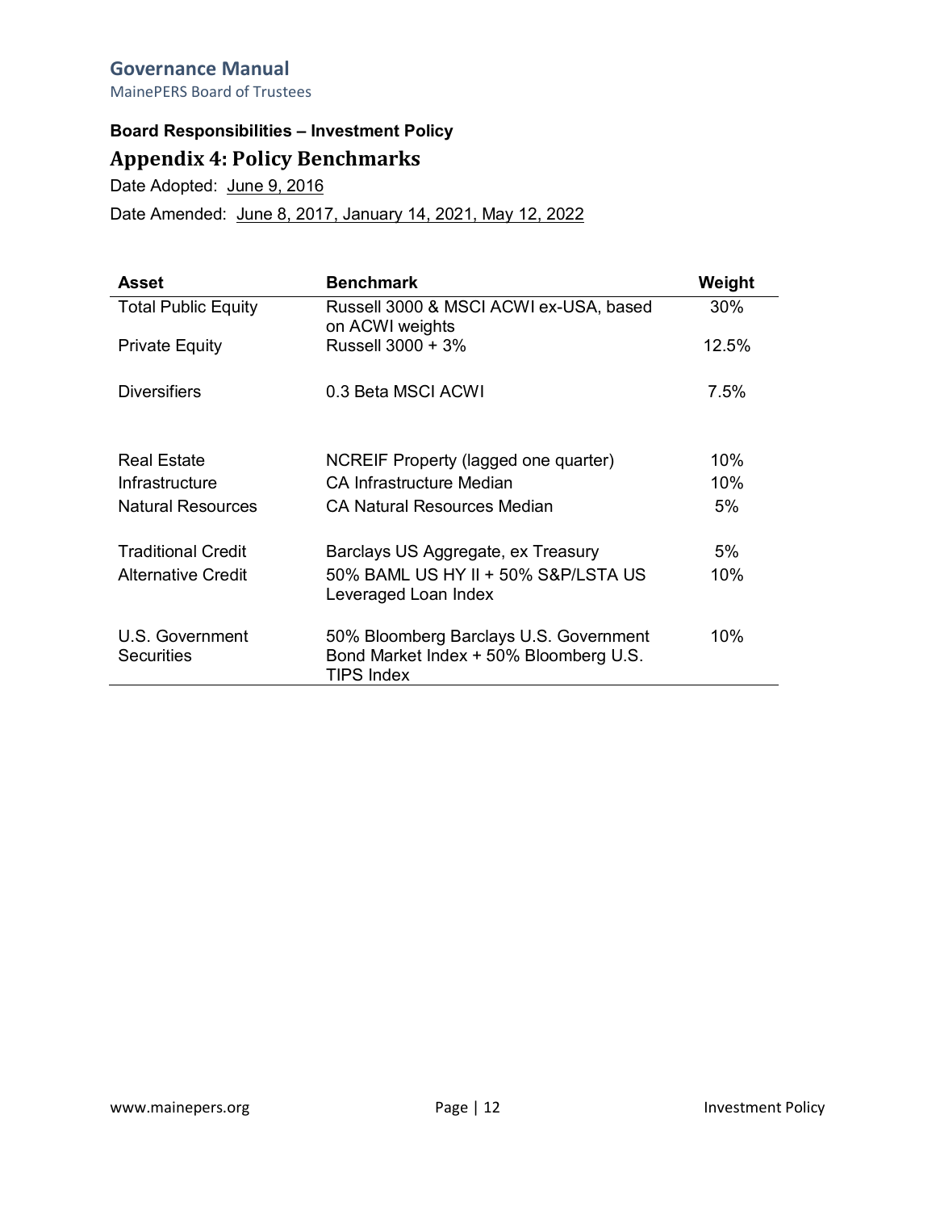**Board Responsibilities – Investment Policy**

## Appendix 4: Policy Benchmarks

Date Adopted: June 9, 2016

Date Amended: June 8, 2017, January 14, 2021, May 12, 2022

| Asset | Benchmark | Weight |
|---|---|---|
| Total Public Equity | Russell 3000 & MSCI ACWI ex-USA, based on ACWI weights | 30% |
| Private Equity | Russell 3000 + 3% | 12.5% |
| Diversifiers | 0.3 Beta MSCI ACWI | 7.5% |
| Real Estate | NCREIF Property (lagged one quarter) | 10% |
| Infrastructure | CA Infrastructure Median | 10% |
| Natural Resources | CA Natural Resources Median | 5% |
| Traditional Credit | Barclays US Aggregate, ex Treasury | 5% |
| Alternative Credit | 50% BAML US HY II + 50% S&P/LSTA US Leveraged Loan Index | 10% |
| U.S. Government Securities | 50% Bloomberg Barclays U.S. Government Bond Market Index + 50% Bloomberg U.S. TIPS Index | 10% |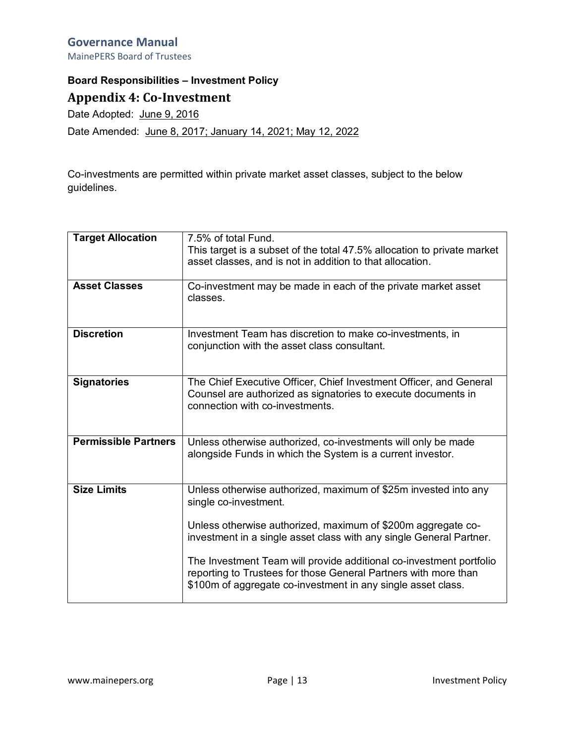**Board Responsibilities – Investment Policy**

## Appendix 4: Co-Investment

Date Adopted: June 9, 2016

Date Amended: June 8, 2017; January 14, 2021; May 12, 2022

Co-investments are permitted within private market asset classes, subject to the below guidelines.

| | |
|---|---|
| **Target Allocation** | 7.5% of total Fund.<br>This target is a subset of the total 47.5% allocation to private market asset classes, and is not in addition to that allocation. |
| **Asset Classes** | Co-investment may be made in each of the private market asset classes. |
| **Discretion** | Investment Team has discretion to make co-investments, in conjunction with the asset class consultant. |
| **Signatories** | The Chief Executive Officer, Chief Investment Officer, and General Counsel are authorized as signatories to execute documents in connection with co-investments. |
| **Permissible Partners** | Unless otherwise authorized, co-investments will only be made alongside Funds in which the System is a current investor. |
| **Size Limits** | Unless otherwise authorized, maximum of $25m invested into any single co-investment.<br><br>Unless otherwise authorized, maximum of $200m aggregate co-investment in a single asset class with any single General Partner.<br><br>The Investment Team will provide additional co-investment portfolio reporting to Trustees for those General Partners with more than $100m of aggregate co-investment in any single asset class. |